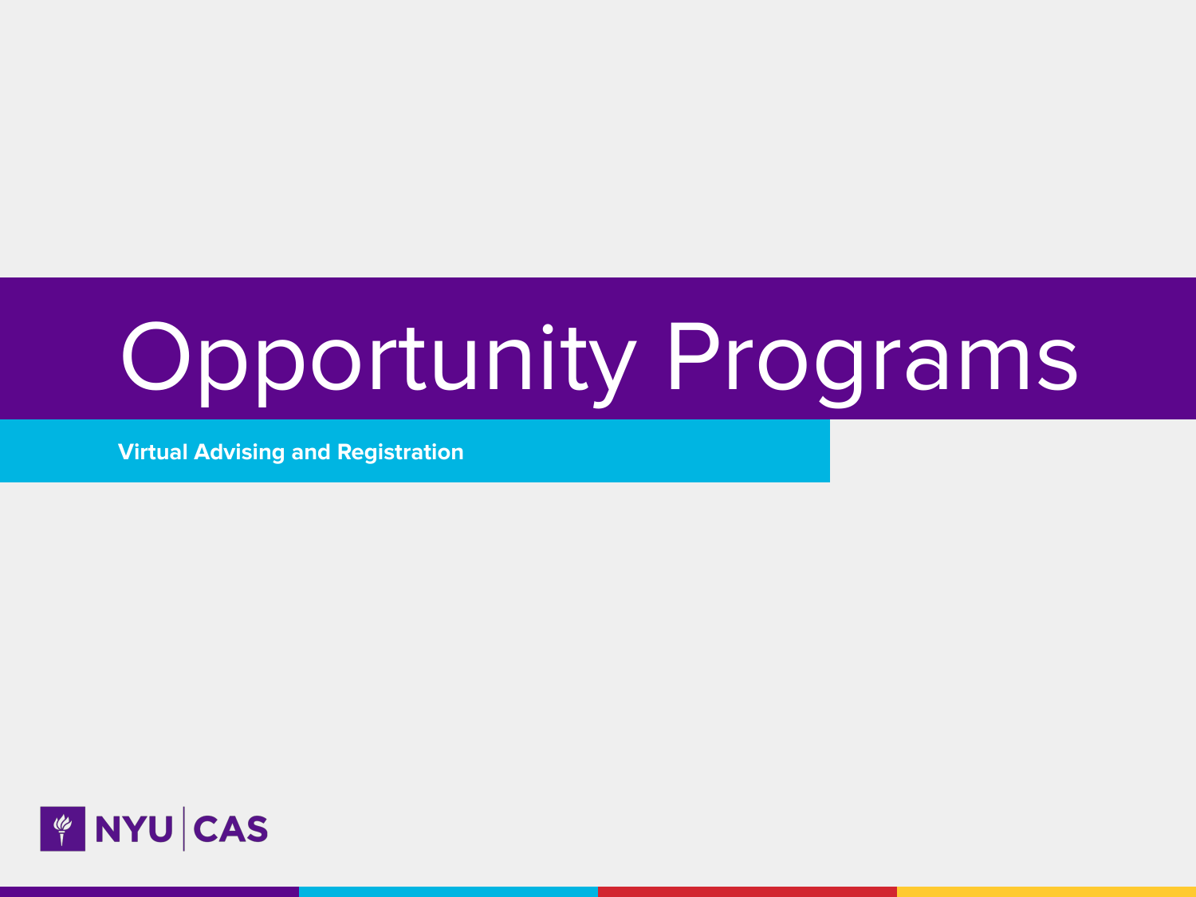# Opportunity Programs

**Virtual Advising and Registration**

NYU | CAS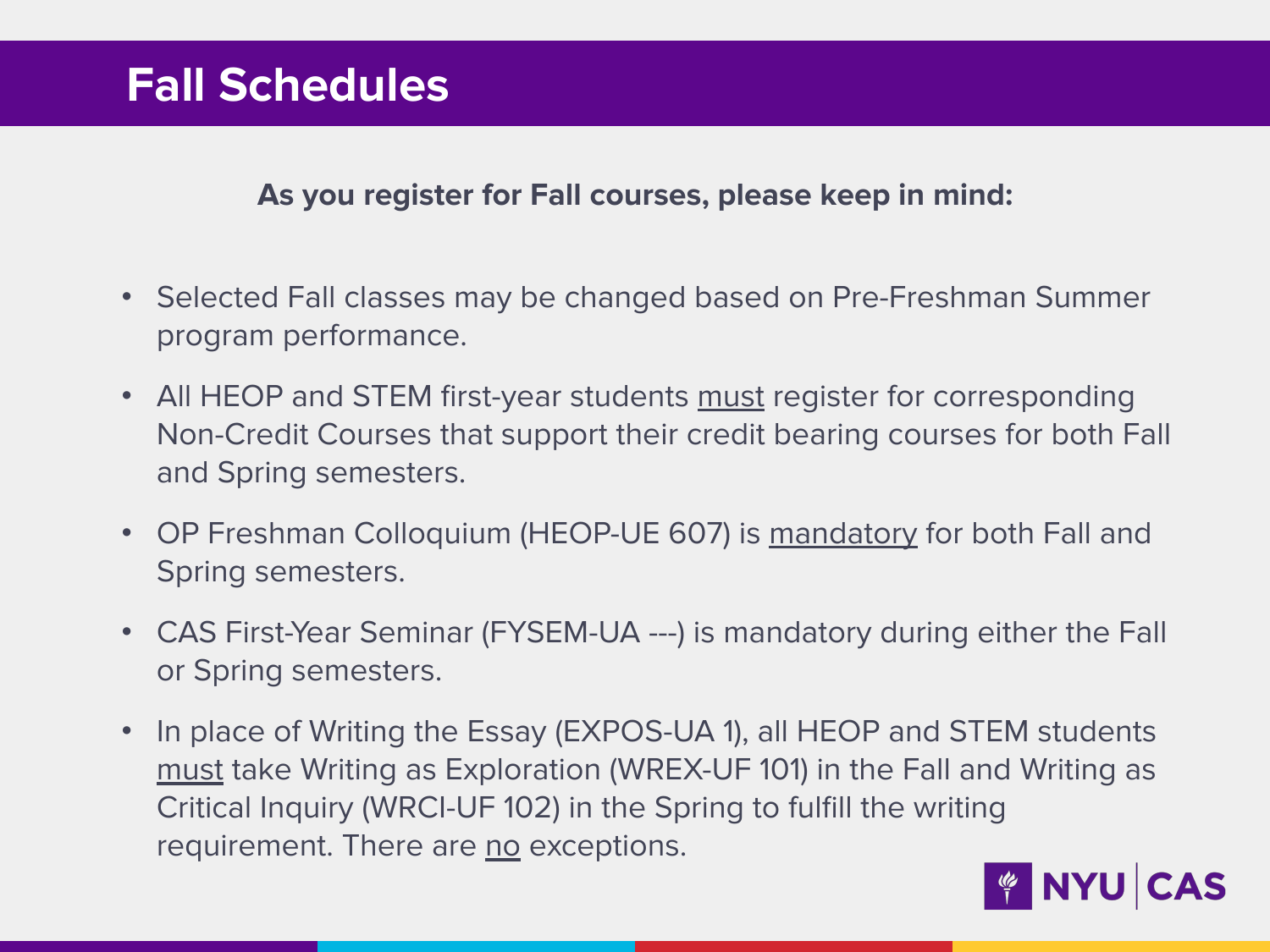# Fall Schedules

**As you register for Fall courses, please keep in mind:**

- Selected Fall classes may be changed based on Pre-Freshman Summer program performance.
- All HEOP and STEM first-year students <u>must</u> register for corresponding Non-Credit Courses that support their credit bearing courses for both Fall and Spring semesters.
- OP Freshman Colloquium (HEOP-UE 607) is <u>mandatory</u> for both Fall and Spring semesters.
- CAS First-Year Seminar (FYSEM-UA ---) is mandatory during either the Fall or Spring semesters.
- In place of Writing the Essay (EXPOS-UA 1), all HEOP and STEM students <u>must</u> take Writing as Exploration (WREX-UF 101) in the Fall and Writing as Critical Inquiry (WRCI-UF 102) in the Spring to fulfill the writing requirement. There are <u>no</u> exceptions.

NYU | CAS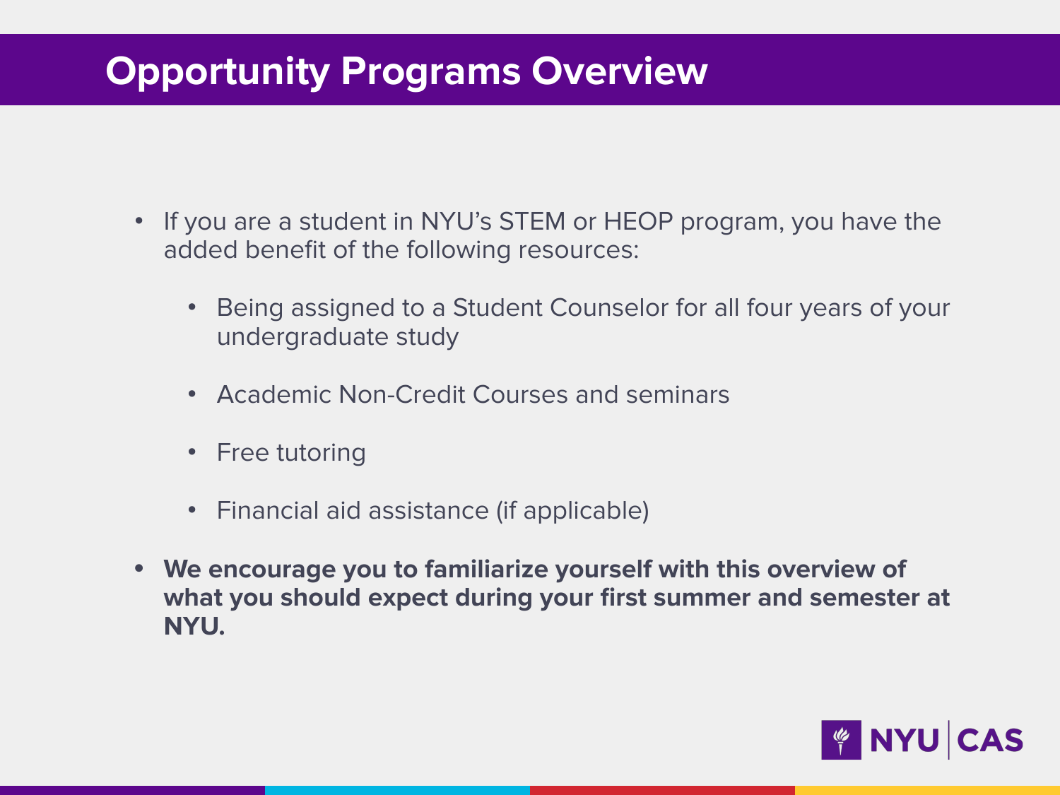# Opportunity Programs Overview

- If you are a student in NYU's STEM or HEOP program, you have the added benefit of the following resources:
  - Being assigned to a Student Counselor for all four years of your undergraduate study
  - Academic Non-Credit Courses and seminars
  - Free tutoring
  - Financial aid assistance (if applicable)
- **We encourage you to familiarize yourself with this overview of what you should expect during your first summer and semester at NYU.**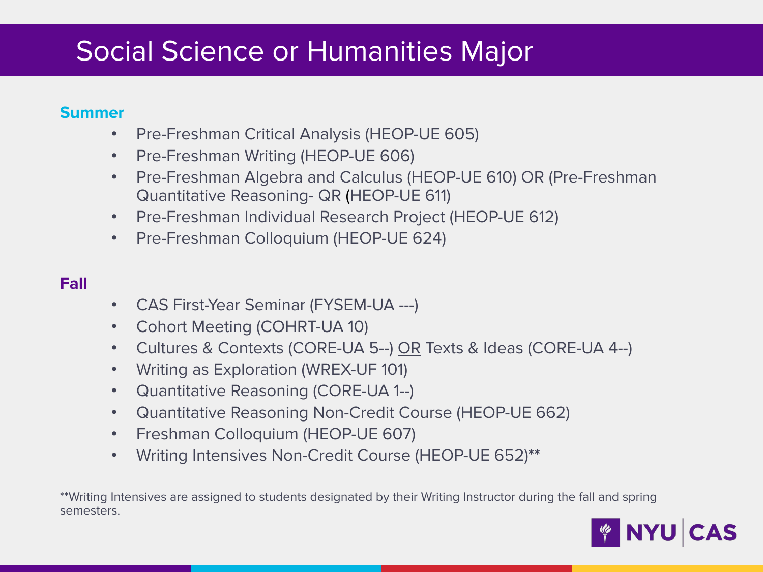# Social Science or Humanities Major

**Summer**

- Pre-Freshman Critical Analysis (HEOP-UE 605)
- Pre-Freshman Writing (HEOP-UE 606)
- Pre-Freshman Algebra and Calculus (HEOP-UE 610) OR (Pre-Freshman Quantitative Reasoning- QR (HEOP-UE 611)
- Pre-Freshman Individual Research Project (HEOP-UE 612)
- Pre-Freshman Colloquium (HEOP-UE 624)

**Fall**

- CAS First-Year Seminar (FYSEM-UA ---)
- Cohort Meeting (COHRT-UA 10)
- Cultures & Contexts (CORE-UA 5--) OR Texts & Ideas (CORE-UA 4--)
- Writing as Exploration (WREX-UF 101)
- Quantitative Reasoning (CORE-UA 1--)
- Quantitative Reasoning Non-Credit Course (HEOP-UE 662)
- Freshman Colloquium (HEOP-UE 607)
- Writing Intensives Non-Credit Course (HEOP-UE 652)**

**Writing Intensives are assigned to students designated by their Writing Instructor during the fall and spring semesters.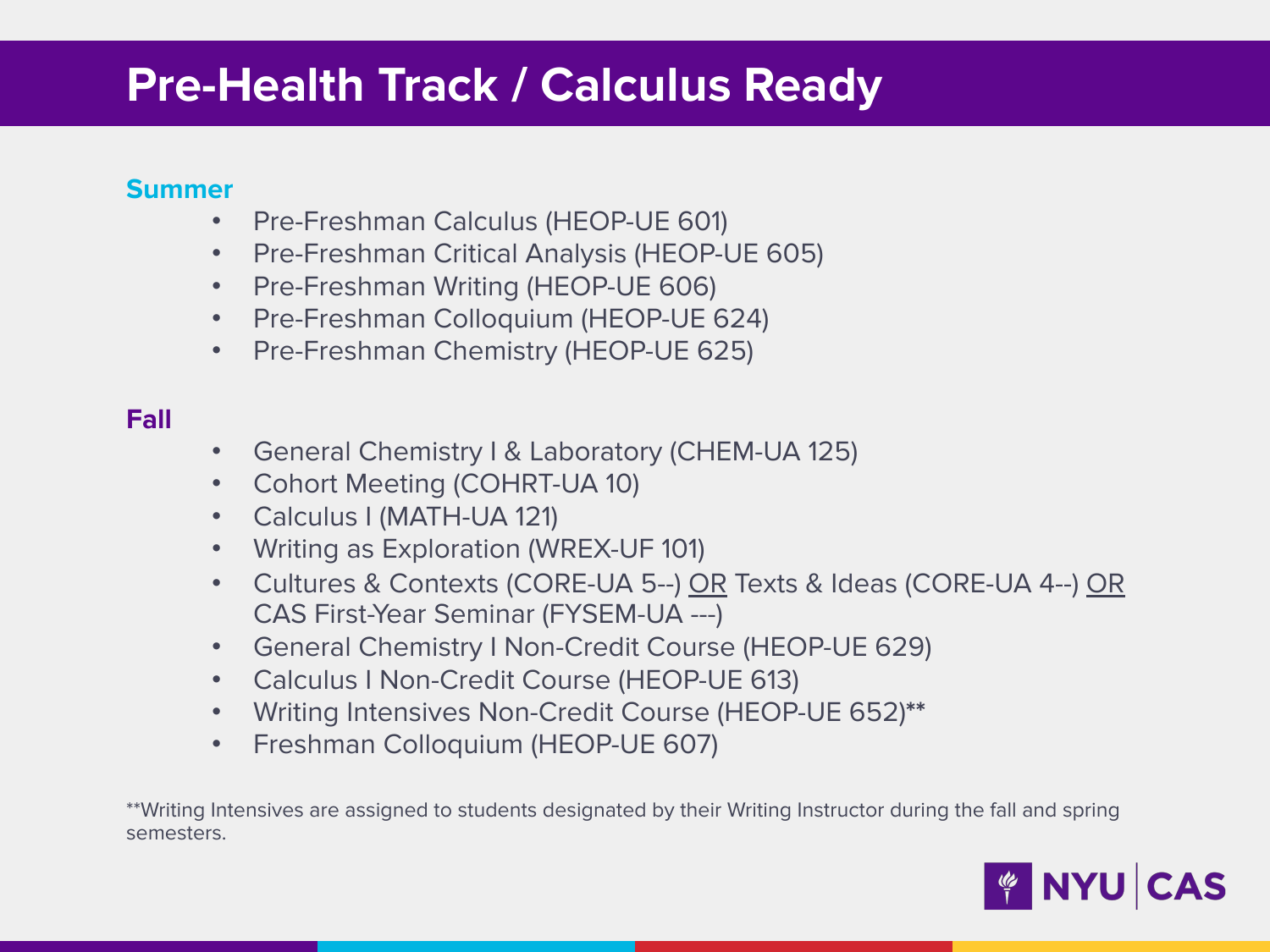# Pre-Health Track / Calculus Ready

## Summer

- Pre-Freshman Calculus (HEOP-UE 601)
- Pre-Freshman Critical Analysis (HEOP-UE 605)
- Pre-Freshman Writing (HEOP-UE 606)
- Pre-Freshman Colloquium (HEOP-UE 624)
- Pre-Freshman Chemistry (HEOP-UE 625)

## Fall

- General Chemistry I & Laboratory (CHEM-UA 125)
- Cohort Meeting (COHRT-UA 10)
- Calculus I (MATH-UA 121)
- Writing as Exploration (WREX-UF 101)
- Cultures & Contexts (CORE-UA 5--) OR Texts & Ideas (CORE-UA 4--) OR CAS First-Year Seminar (FYSEM-UA ---)
- General Chemistry I Non-Credit Course (HEOP-UE 629)
- Calculus I Non-Credit Course (HEOP-UE 613)
- Writing Intensives Non-Credit Course (HEOP-UE 652)**
- Freshman Colloquium (HEOP-UE 607)

**Writing Intensives are assigned to students designated by their Writing Instructor during the fall and spring semesters.

NYU | CAS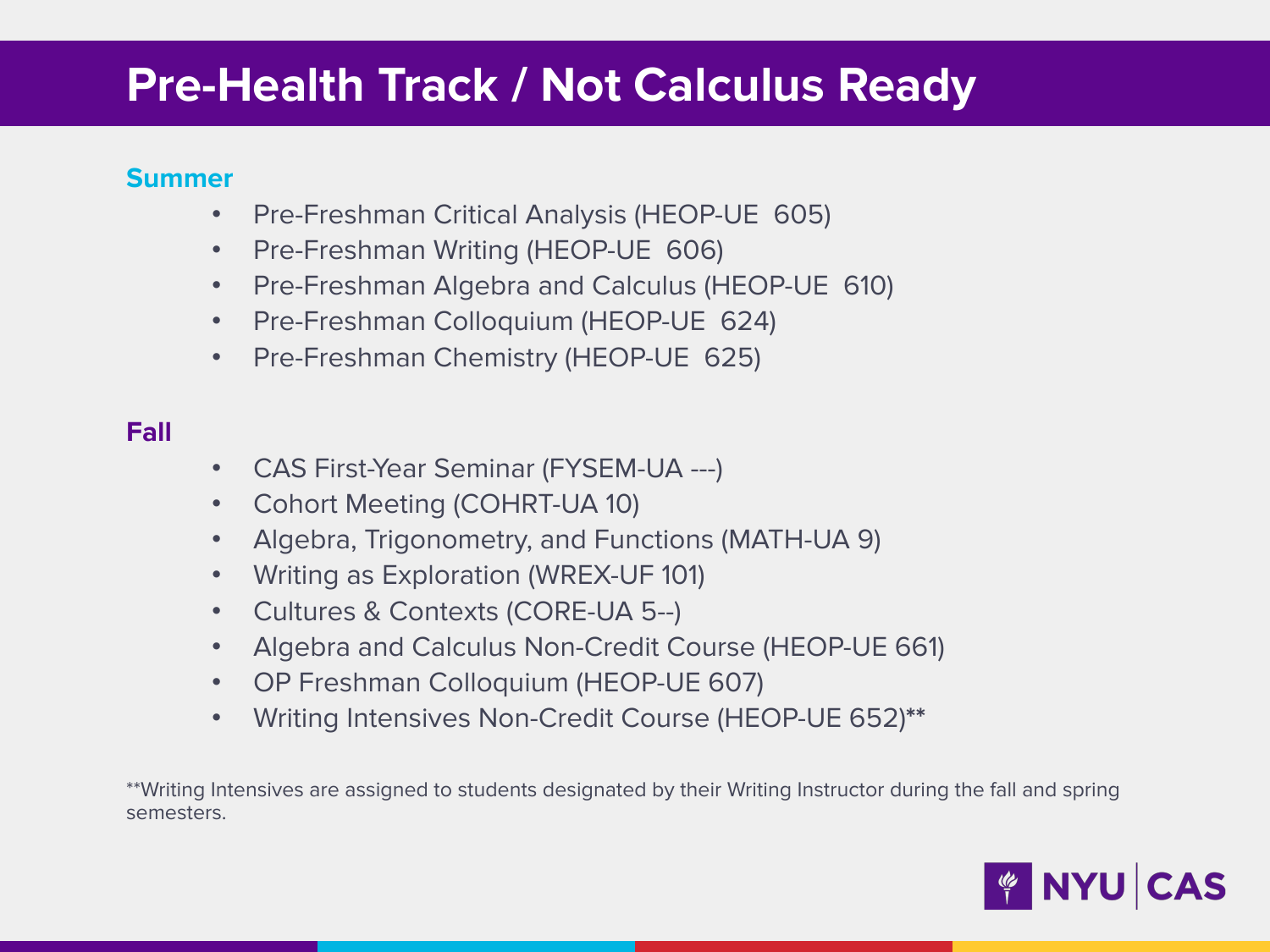# Pre-Health Track / Not Calculus Ready

## Summer

- Pre-Freshman Critical Analysis (HEOP-UE 605)
- Pre-Freshman Writing (HEOP-UE 606)
- Pre-Freshman Algebra and Calculus (HEOP-UE 610)
- Pre-Freshman Colloquium (HEOP-UE 624)
- Pre-Freshman Chemistry (HEOP-UE 625)

## Fall

- CAS First-Year Seminar (FYSEM-UA ---)
- Cohort Meeting (COHRT-UA 10)
- Algebra, Trigonometry, and Functions (MATH-UA 9)
- Writing as Exploration (WREX-UF 101)
- Cultures & Contexts (CORE-UA 5--)
- Algebra and Calculus Non-Credit Course (HEOP-UE 661)
- OP Freshman Colloquium (HEOP-UE 607)
- Writing Intensives Non-Credit Course (HEOP-UE 652)**

**Writing Intensives are assigned to students designated by their Writing Instructor during the fall and spring semesters.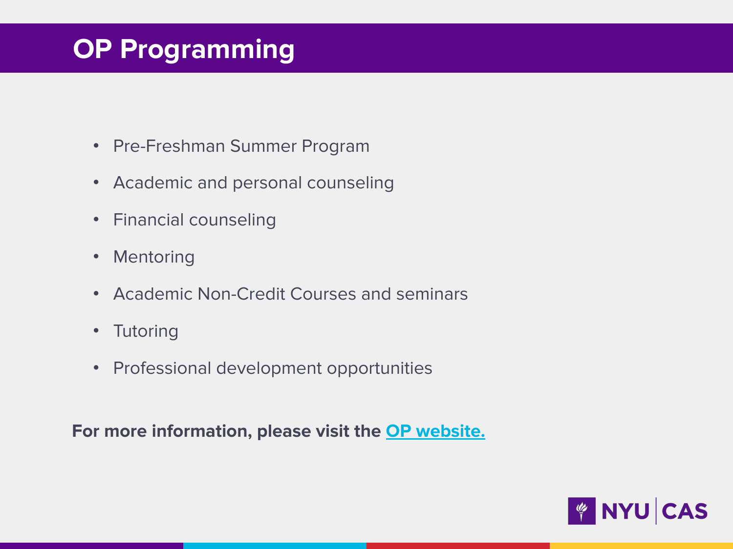# OP Programming

- Pre-Freshman Summer Program
- Academic and personal counseling
- Financial counseling
- Mentoring
- Academic Non-Credit Courses and seminars
- Tutoring
- Professional development opportunities

**For more information, please visit the OP website.**